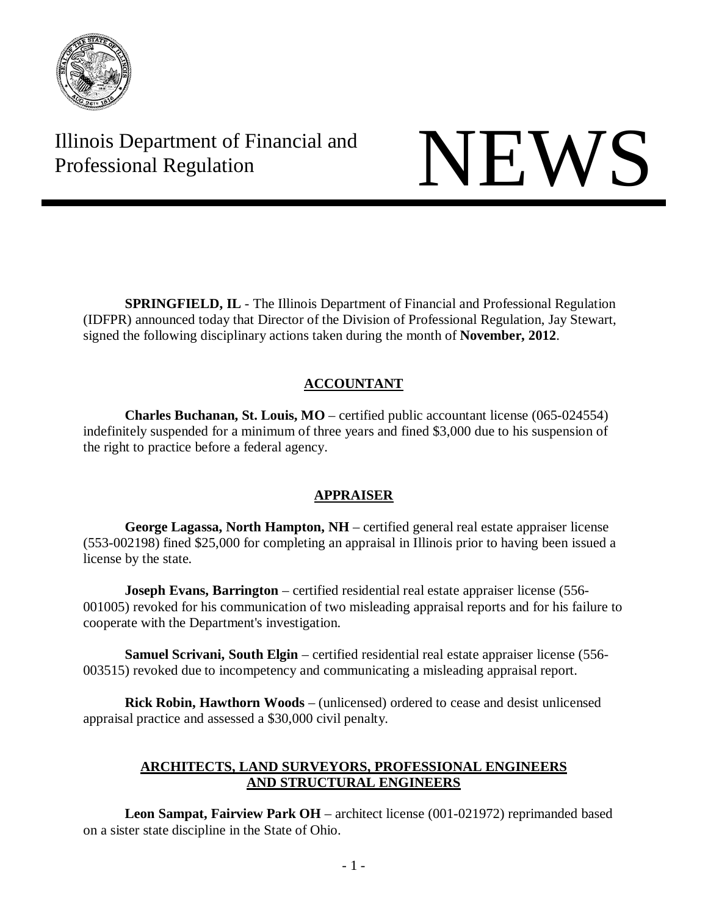Illinois Department of Financial and Professional Regulation

# NEWS

**SPRINGFIELD, IL** - The Illinois Department of Financial and Professional Regulation (IDFPR) announced today that Director of the Division of Professional Regulation, Jay Stewart, signed the following disciplinary actions taken during the month of **November, 2012**.

## ACCOUNTANT

**Charles Buchanan, St. Louis, MO** – certified public accountant license (065-024554) indefinitely suspended for a minimum of three years and fined $3,000 due to his suspension of the right to practice before a federal agency.

## APPRAISER

**George Lagassa, North Hampton, NH** – certified general real estate appraiser license (553-002198) fined $25,000 for completing an appraisal in Illinois prior to having been issued a license by the state.

**Joseph Evans, Barrington** – certified residential real estate appraiser license (556-001005) revoked for his communication of two misleading appraisal reports and for his failure to cooperate with the Department's investigation.

**Samuel Scrivani, South Elgin** – certified residential real estate appraiser license (556-003515) revoked due to incompetency and communicating a misleading appraisal report.

**Rick Robin, Hawthorn Woods** – (unlicensed) ordered to cease and desist unlicensed appraisal practice and assessed a $30,000 civil penalty.

## ARCHITECTS, LAND SURVEYORS, PROFESSIONAL ENGINEERS AND STRUCTURAL ENGINEERS

**Leon Sampat, Fairview Park OH** – architect license (001-021972) reprimanded based on a sister state discipline in the State of Ohio.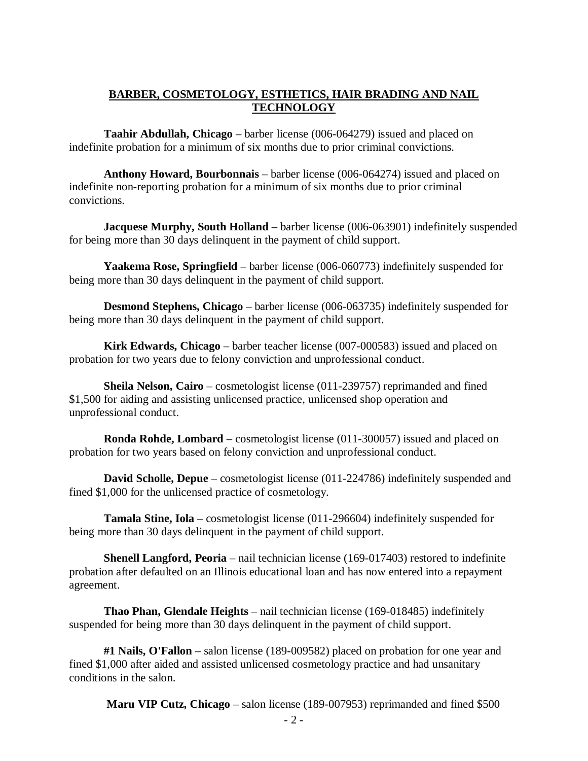## BARBER, COSMETOLOGY, ESTHETICS, HAIR BRADING AND NAIL TECHNOLOGY

**Taahir Abdullah, Chicago** – barber license (006-064279) issued and placed on indefinite probation for a minimum of six months due to prior criminal convictions.

**Anthony Howard, Bourbonnais** – barber license (006-064274) issued and placed on indefinite non-reporting probation for a minimum of six months due to prior criminal convictions.

**Jacquese Murphy, South Holland** – barber license (006-063901) indefinitely suspended for being more than 30 days delinquent in the payment of child support.

**Yaakema Rose, Springfield** – barber license (006-060773) indefinitely suspended for being more than 30 days delinquent in the payment of child support.

**Desmond Stephens, Chicago** – barber license (006-063735) indefinitely suspended for being more than 30 days delinquent in the payment of child support.

**Kirk Edwards, Chicago** – barber teacher license (007-000583) issued and placed on probation for two years due to felony conviction and unprofessional conduct.

**Sheila Nelson, Cairo** – cosmetologist license (011-239757) reprimanded and fined $1,500 for aiding and assisting unlicensed practice, unlicensed shop operation and unprofessional conduct.

**Ronda Rohde, Lombard** – cosmetologist license (011-300057) issued and placed on probation for two years based on felony conviction and unprofessional conduct.

**David Scholle, Depue** – cosmetologist license (011-224786) indefinitely suspended and fined $1,000 for the unlicensed practice of cosmetology.

**Tamala Stine, Iola** – cosmetologist license (011-296604) indefinitely suspended for being more than 30 days delinquent in the payment of child support.

**Shenell Langford, Peoria** – nail technician license (169-017403) restored to indefinite probation after defaulted on an Illinois educational loan and has now entered into a repayment agreement.

**Thao Phan, Glendale Heights** – nail technician license (169-018485) indefinitely suspended for being more than 30 days delinquent in the payment of child support.

**#1 Nails, O'Fallon** – salon license (189-009582) placed on probation for one year and fined $1,000 after aided and assisted unlicensed cosmetology practice and had unsanitary conditions in the salon.

**Maru VIP Cutz, Chicago** – salon license (189-007953) reprimanded and fined $500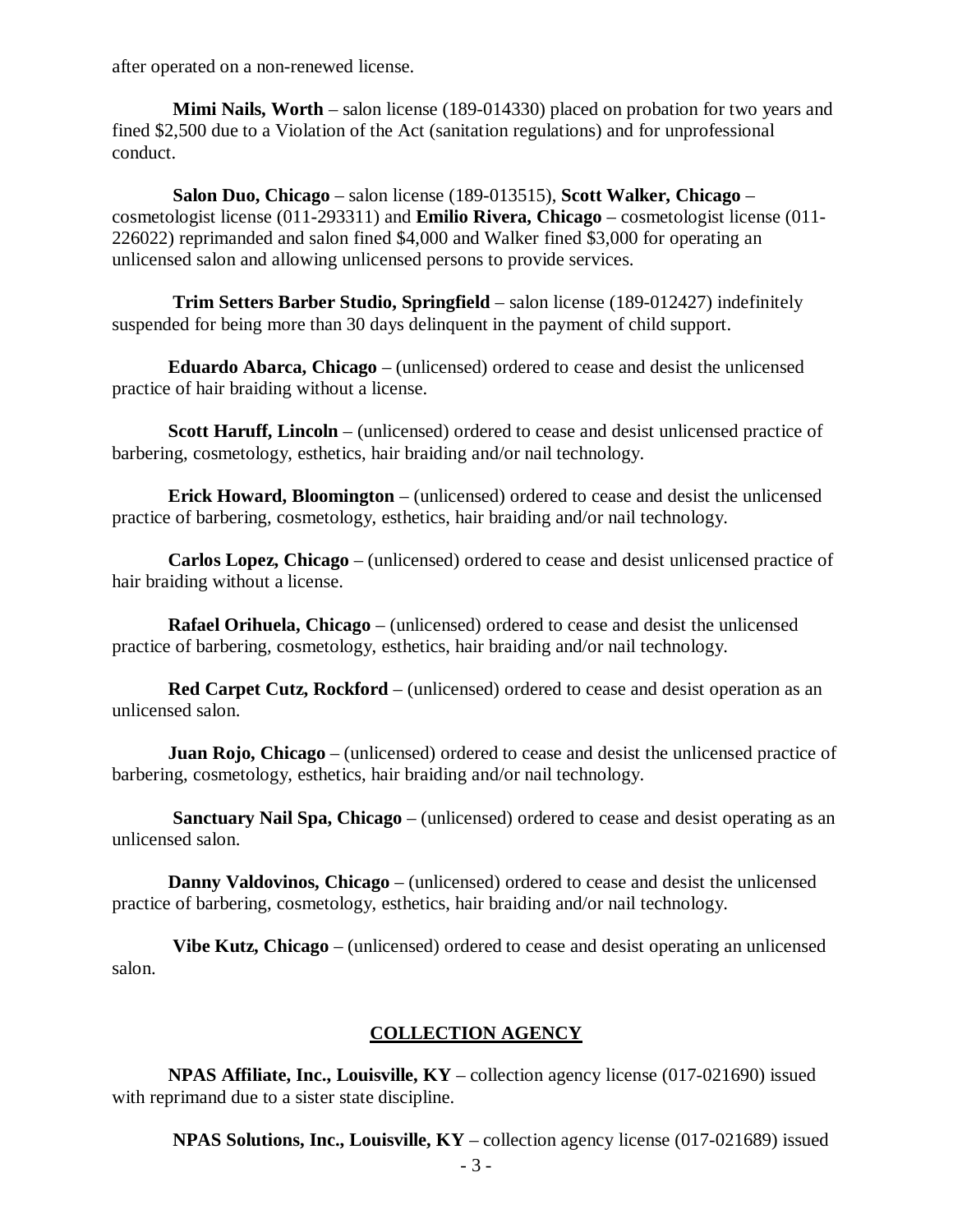after operated on a non-renewed license.

**Mimi Nails, Worth** – salon license (189-014330) placed on probation for two years and fined $2,500 due to a Violation of the Act (sanitation regulations) and for unprofessional conduct.

**Salon Duo, Chicago** – salon license (189-013515), **Scott Walker, Chicago** – cosmetologist license (011-293311) and **Emilio Rivera, Chicago** – cosmetologist license (011-226022) reprimanded and salon fined $4,000 and Walker fined $3,000 for operating an unlicensed salon and allowing unlicensed persons to provide services.

**Trim Setters Barber Studio, Springfield** – salon license (189-012427) indefinitely suspended for being more than 30 days delinquent in the payment of child support.

**Eduardo Abarca, Chicago** – (unlicensed) ordered to cease and desist the unlicensed practice of hair braiding without a license.

**Scott Haruff, Lincoln** – (unlicensed) ordered to cease and desist unlicensed practice of barbering, cosmetology, esthetics, hair braiding and/or nail technology.

**Erick Howard, Bloomington** – (unlicensed) ordered to cease and desist the unlicensed practice of barbering, cosmetology, esthetics, hair braiding and/or nail technology.

**Carlos Lopez, Chicago** – (unlicensed) ordered to cease and desist unlicensed practice of hair braiding without a license.

**Rafael Orihuela, Chicago** – (unlicensed) ordered to cease and desist the unlicensed practice of barbering, cosmetology, esthetics, hair braiding and/or nail technology.

**Red Carpet Cutz, Rockford** – (unlicensed) ordered to cease and desist operation as an unlicensed salon.

**Juan Rojo, Chicago** – (unlicensed) ordered to cease and desist the unlicensed practice of barbering, cosmetology, esthetics, hair braiding and/or nail technology.

**Sanctuary Nail Spa, Chicago** – (unlicensed) ordered to cease and desist operating as an unlicensed salon.

**Danny Valdovinos, Chicago** – (unlicensed) ordered to cease and desist the unlicensed practice of barbering, cosmetology, esthetics, hair braiding and/or nail technology.

**Vibe Kutz, Chicago** – (unlicensed) ordered to cease and desist operating an unlicensed salon.

## COLLECTION AGENCY

**NPAS Affiliate, Inc., Louisville, KY** – collection agency license (017-021690) issued with reprimand due to a sister state discipline.

**NPAS Solutions, Inc., Louisville, KY** – collection agency license (017-021689) issued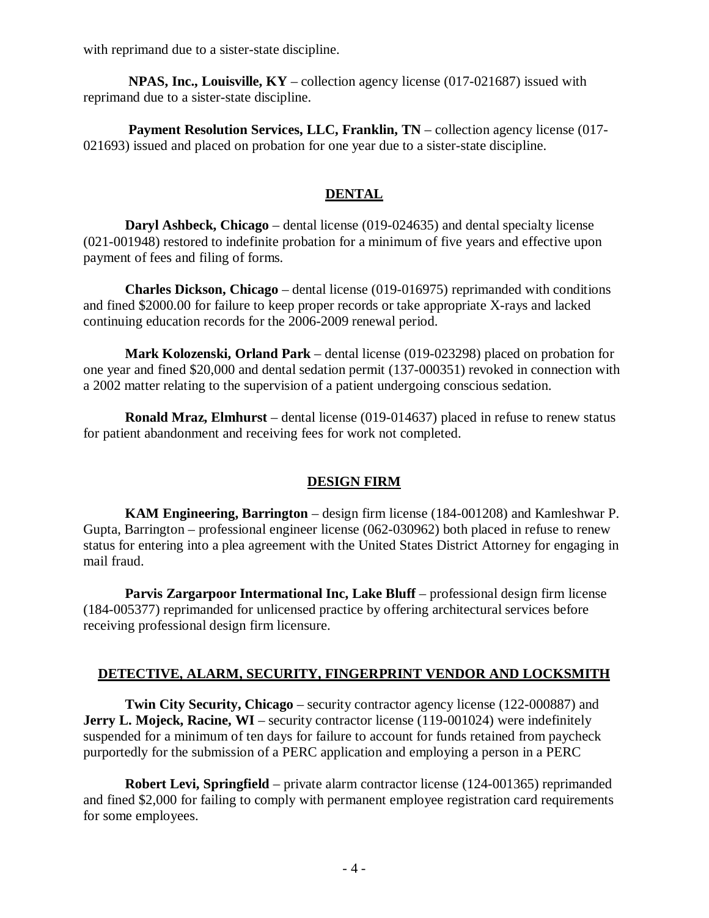with reprimand due to a sister-state discipline.

**NPAS, Inc., Louisville, KY** – collection agency license (017-021687) issued with reprimand due to a sister-state discipline.

**Payment Resolution Services, LLC, Franklin, TN** – collection agency license (017-021693) issued and placed on probation for one year due to a sister-state discipline.

## DENTAL

**Daryl Ashbeck, Chicago** – dental license (019-024635) and dental specialty license (021-001948) restored to indefinite probation for a minimum of five years and effective upon payment of fees and filing of forms.

**Charles Dickson, Chicago** – dental license (019-016975) reprimanded with conditions and fined $2000.00 for failure to keep proper records or take appropriate X-rays and lacked continuing education records for the 2006-2009 renewal period.

**Mark Kolozenski, Orland Park** – dental license (019-023298) placed on probation for one year and fined $20,000 and dental sedation permit (137-000351) revoked in connection with a 2002 matter relating to the supervision of a patient undergoing conscious sedation.

**Ronald Mraz, Elmhurst** – dental license (019-014637) placed in refuse to renew status for patient abandonment and receiving fees for work not completed.

## DESIGN FIRM

**KAM Engineering, Barrington** – design firm license (184-001208) and Kamleshwar P. Gupta, Barrington – professional engineer license (062-030962) both placed in refuse to renew status for entering into a plea agreement with the United States District Attorney for engaging in mail fraud.

**Parvis Zargarpoor International Inc, Lake Bluff** – professional design firm license (184-005377) reprimanded for unlicensed practice by offering architectural services before receiving professional design firm licensure.

## DETECTIVE, ALARM, SECURITY, FINGERPRINT VENDOR AND LOCKSMITH

**Twin City Security, Chicago** – security contractor agency license (122-000887) and **Jerry L. Mojeck, Racine, WI** – security contractor license (119-001024) were indefinitely suspended for a minimum of ten days for failure to account for funds retained from paycheck purportedly for the submission of a PERC application and employing a person in a PERC

**Robert Levi, Springfield** – private alarm contractor license (124-001365) reprimanded and fined $2,000 for failing to comply with permanent employee registration card requirements for some employees.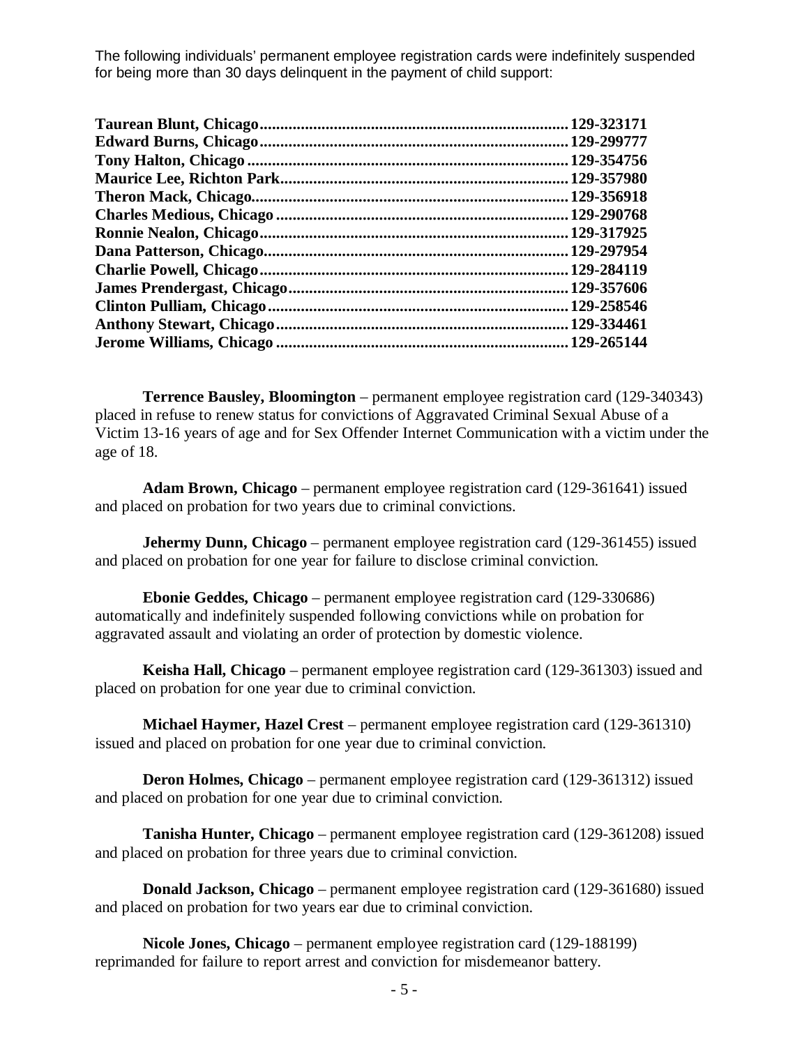The following individuals' permanent employee registration cards were indefinitely suspended for being more than 30 days delinquent in the payment of child support:

**Taurean Blunt, Chicago..........................................................................129-323171**
**Edward Burns, Chicago..........................................................................129-299777**
**Tony Halton, Chicago.............................................................................129-354756**
**Maurice Lee, Richton Park.....................................................................129-357980**
**Theron Mack, Chicago............................................................................129-356918**
**Charles Medious, Chicago.....................................................................129-290768**
**Ronnie Nealon, Chicago.........................................................................129-317925**
**Dana Patterson, Chicago........................................................................129-297954**
**Charlie Powell, Chicago..........................................................................129-284119**
**James Prendergast, Chicago..................................................................129-357606**
**Clinton Pulliam, Chicago........................................................................129-258546**
**Anthony Stewart, Chicago......................................................................129-334461**
**Jerome Williams, Chicago......................................................................129-265144**

**Terrence Bausley, Bloomington** – permanent employee registration card (129-340343) placed in refuse to renew status for convictions of Aggravated Criminal Sexual Abuse of a Victim 13-16 years of age and for Sex Offender Internet Communication with a victim under the age of 18.

**Adam Brown, Chicago** – permanent employee registration card (129-361641) issued and placed on probation for two years due to criminal convictions.

**Jehermy Dunn, Chicago** – permanent employee registration card (129-361455) issued and placed on probation for one year for failure to disclose criminal conviction.

**Ebonie Geddes, Chicago** – permanent employee registration card (129-330686) automatically and indefinitely suspended following convictions while on probation for aggravated assault and violating an order of protection by domestic violence.

**Keisha Hall, Chicago** – permanent employee registration card (129-361303) issued and placed on probation for one year due to criminal conviction.

**Michael Haymer, Hazel Crest** – permanent employee registration card (129-361310) issued and placed on probation for one year due to criminal conviction.

**Deron Holmes, Chicago** – permanent employee registration card (129-361312) issued and placed on probation for one year due to criminal conviction.

**Tanisha Hunter, Chicago** – permanent employee registration card (129-361208) issued and placed on probation for three years due to criminal conviction.

**Donald Jackson, Chicago** – permanent employee registration card (129-361680) issued and placed on probation for two years ear due to criminal conviction.

**Nicole Jones, Chicago** – permanent employee registration card (129-188199) reprimanded for failure to report arrest and conviction for misdemeanor battery.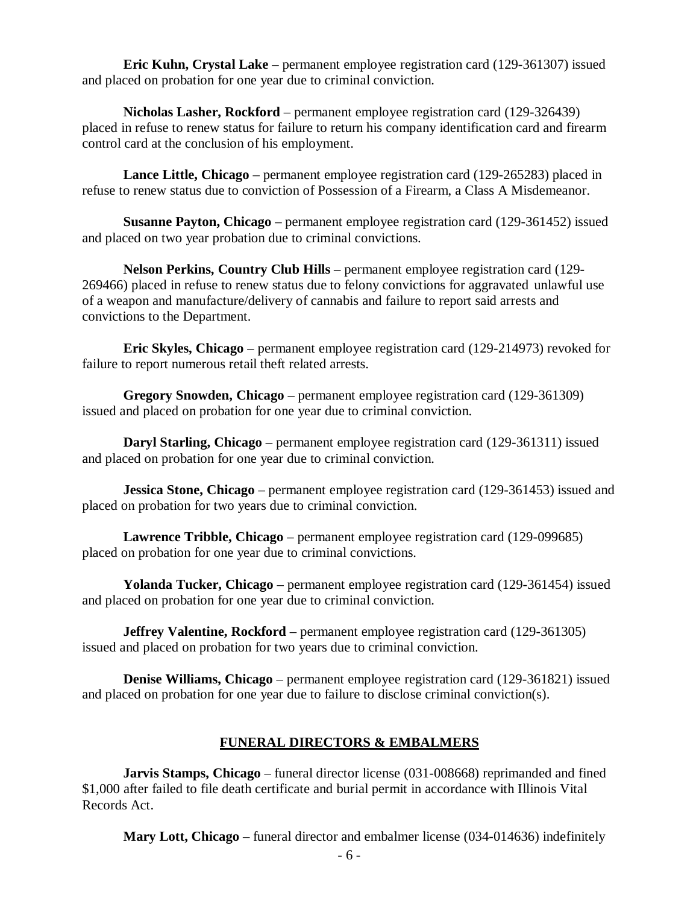**Eric Kuhn, Crystal Lake** – permanent employee registration card (129-361307) issued and placed on probation for one year due to criminal conviction.

**Nicholas Lasher, Rockford** – permanent employee registration card (129-326439) placed in refuse to renew status for failure to return his company identification card and firearm control card at the conclusion of his employment.

**Lance Little, Chicago** – permanent employee registration card (129-265283) placed in refuse to renew status due to conviction of Possession of a Firearm, a Class A Misdemeanor.

**Susanne Payton, Chicago** – permanent employee registration card (129-361452) issued and placed on two year probation due to criminal convictions.

**Nelson Perkins, Country Club Hills** – permanent employee registration card (129-269466) placed in refuse to renew status due to felony convictions for aggravated unlawful use of a weapon and manufacture/delivery of cannabis and failure to report said arrests and convictions to the Department.

**Eric Skyles, Chicago** – permanent employee registration card (129-214973) revoked for failure to report numerous retail theft related arrests.

**Gregory Snowden, Chicago** – permanent employee registration card (129-361309) issued and placed on probation for one year due to criminal conviction.

**Daryl Starling, Chicago** – permanent employee registration card (129-361311) issued and placed on probation for one year due to criminal conviction.

**Jessica Stone, Chicago** – permanent employee registration card (129-361453) issued and placed on probation for two years due to criminal conviction.

**Lawrence Tribble, Chicago** – permanent employee registration card (129-099685) placed on probation for one year due to criminal convictions.

**Yolanda Tucker, Chicago** – permanent employee registration card (129-361454) issued and placed on probation for one year due to criminal conviction.

**Jeffrey Valentine, Rockford** – permanent employee registration card (129-361305) issued and placed on probation for two years due to criminal conviction.

**Denise Williams, Chicago** – permanent employee registration card (129-361821) issued and placed on probation for one year due to failure to disclose criminal conviction(s).

## FUNERAL DIRECTORS & EMBALMERS

**Jarvis Stamps, Chicago** – funeral director license (031-008668) reprimanded and fined $1,000 after failed to file death certificate and burial permit in accordance with Illinois Vital Records Act.

**Mary Lott, Chicago** – funeral director and embalmer license (034-014636) indefinitely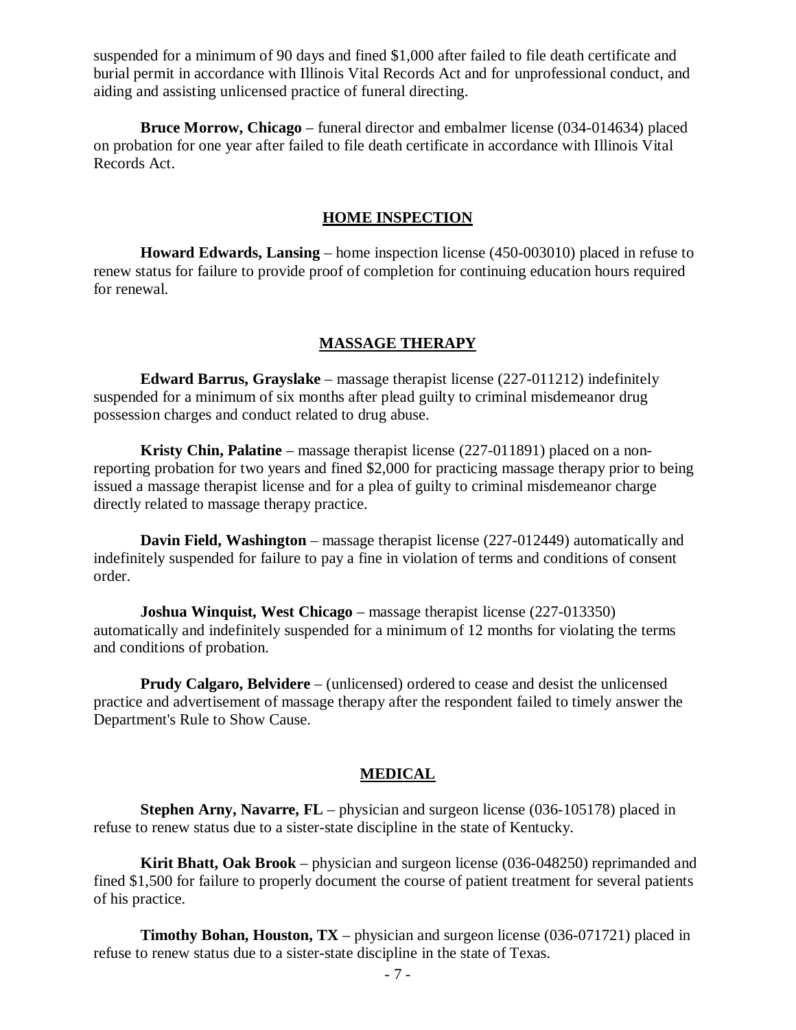suspended for a minimum of 90 days and fined $1,000 after failed to file death certificate and burial permit in accordance with Illinois Vital Records Act and for unprofessional conduct, and aiding and assisting unlicensed practice of funeral directing.

**Bruce Morrow, Chicago** – funeral director and embalmer license (034-014634) placed on probation for one year after failed to file death certificate in accordance with Illinois Vital Records Act.

## HOME INSPECTION

**Howard Edwards, Lansing** – home inspection license (450-003010) placed in refuse to renew status for failure to provide proof of completion for continuing education hours required for renewal.

## MASSAGE THERAPY

**Edward Barrus, Grayslake** – massage therapist license (227-011212) indefinitely suspended for a minimum of six months after plead guilty to criminal misdemeanor drug possession charges and conduct related to drug abuse.

**Kristy Chin, Palatine** – massage therapist license (227-011891) placed on a non-reporting probation for two years and fined $2,000 for practicing massage therapy prior to being issued a massage therapist license and for a plea of guilty to criminal misdemeanor charge directly related to massage therapy practice.

**Davin Field, Washington** – massage therapist license (227-012449) automatically and indefinitely suspended for failure to pay a fine in violation of terms and conditions of consent order.

**Joshua Winquist, West Chicago** – massage therapist license (227-013350) automatically and indefinitely suspended for a minimum of 12 months for violating the terms and conditions of probation.

**Prudy Calgaro, Belvidere** – (unlicensed) ordered to cease and desist the unlicensed practice and advertisement of massage therapy after the respondent failed to timely answer the Department's Rule to Show Cause.

## MEDICAL

**Stephen Arny, Navarre, FL** – physician and surgeon license (036-105178) placed in refuse to renew status due to a sister-state discipline in the state of Kentucky.

**Kirit Bhatt, Oak Brook** – physician and surgeon license (036-048250) reprimanded and fined $1,500 for failure to properly document the course of patient treatment for several patients of his practice.

**Timothy Bohan, Houston, TX** – physician and surgeon license (036-071721) placed in refuse to renew status due to a sister-state discipline in the state of Texas.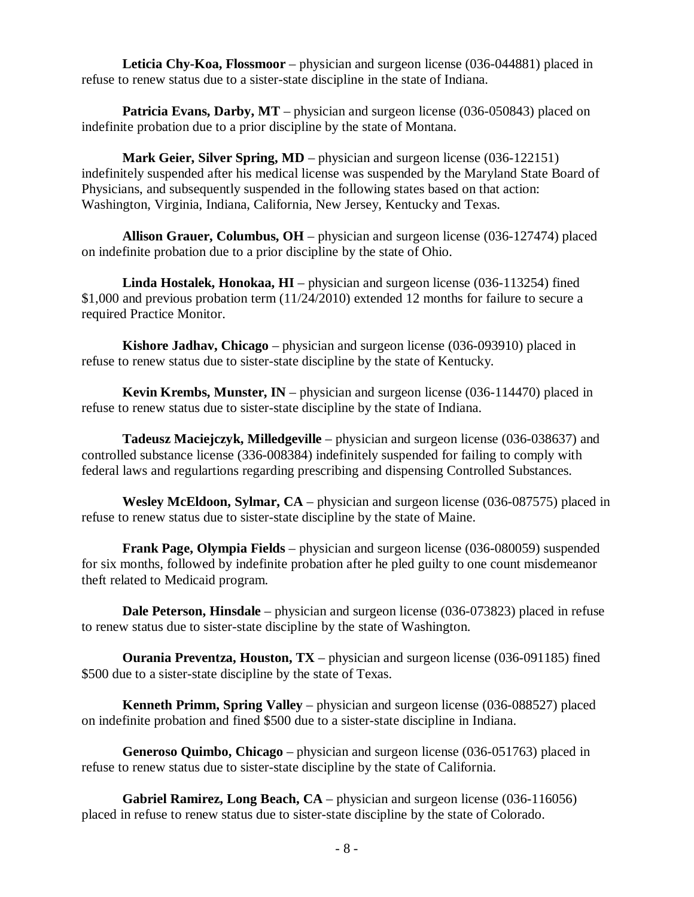**Leticia Chy-Koa, Flossmoor** – physician and surgeon license (036-044881) placed in refuse to renew status due to a sister-state discipline in the state of Indiana.

**Patricia Evans, Darby, MT** – physician and surgeon license (036-050843) placed on indefinite probation due to a prior discipline by the state of Montana.

**Mark Geier, Silver Spring, MD** – physician and surgeon license (036-122151) indefinitely suspended after his medical license was suspended by the Maryland State Board of Physicians, and subsequently suspended in the following states based on that action: Washington, Virginia, Indiana, California, New Jersey, Kentucky and Texas.

**Allison Grauer, Columbus, OH** – physician and surgeon license (036-127474) placed on indefinite probation due to a prior discipline by the state of Ohio.

**Linda Hostalek, Honokaa, HI** – physician and surgeon license (036-113254) fined $1,000 and previous probation term (11/24/2010) extended 12 months for failure to secure a required Practice Monitor.

**Kishore Jadhav, Chicago** – physician and surgeon license (036-093910) placed in refuse to renew status due to sister-state discipline by the state of Kentucky.

**Kevin Krembs, Munster, IN** – physician and surgeon license (036-114470) placed in refuse to renew status due to sister-state discipline by the state of Indiana.

**Tadeusz Maciejczyk, Milledgeville** – physician and surgeon license (036-038637) and controlled substance license (336-008384) indefinitely suspended for failing to comply with federal laws and regulartions regarding prescribing and dispensing Controlled Substances.

**Wesley McEldoon, Sylmar, CA** – physician and surgeon license (036-087575) placed in refuse to renew status due to sister-state discipline by the state of Maine.

**Frank Page, Olympia Fields** – physician and surgeon license (036-080059) suspended for six months, followed by indefinite probation after he pled guilty to one count misdemeanor theft related to Medicaid program.

**Dale Peterson, Hinsdale** – physician and surgeon license (036-073823) placed in refuse to renew status due to sister-state discipline by the state of Washington.

**Ourania Preventza, Houston, TX** – physician and surgeon license (036-091185) fined $500 due to a sister-state discipline by the state of Texas.

**Kenneth Primm, Spring Valley** – physician and surgeon license (036-088527) placed on indefinite probation and fined $500 due to a sister-state discipline in Indiana.

**Generoso Quimbo, Chicago** – physician and surgeon license (036-051763) placed in refuse to renew status due to sister-state discipline by the state of California.

**Gabriel Ramirez, Long Beach, CA** – physician and surgeon license (036-116056) placed in refuse to renew status due to sister-state discipline by the state of Colorado.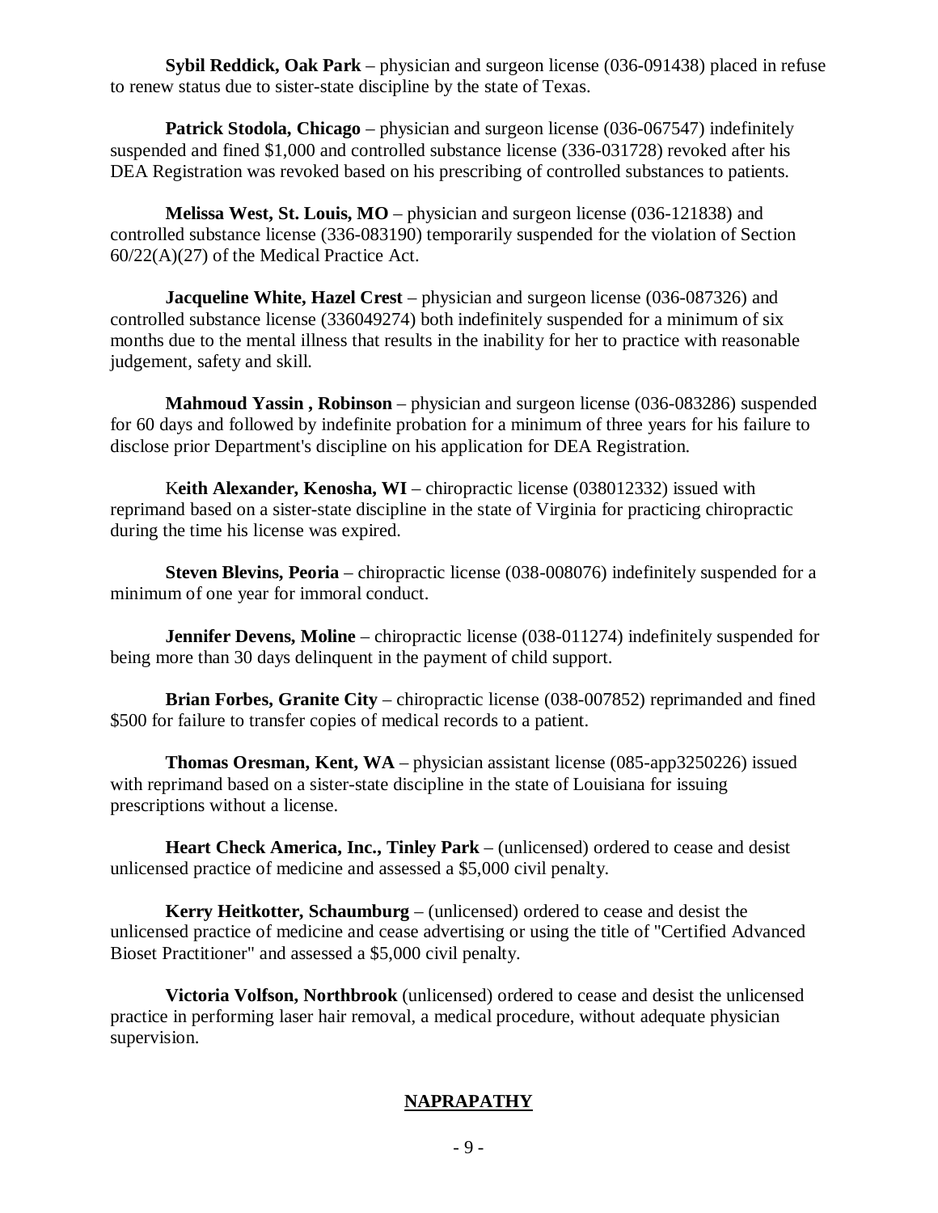**Sybil Reddick, Oak Park** – physician and surgeon license (036-091438) placed in refuse to renew status due to sister-state discipline by the state of Texas.

**Patrick Stodola, Chicago** – physician and surgeon license (036-067547) indefinitely suspended and fined $1,000 and controlled substance license (336-031728) revoked after his DEA Registration was revoked based on his prescribing of controlled substances to patients.

**Melissa West, St. Louis, MO** – physician and surgeon license (036-121838) and controlled substance license (336-083190) temporarily suspended for the violation of Section 60/22(A)(27) of the Medical Practice Act.

**Jacqueline White, Hazel Crest** – physician and surgeon license (036-087326) and controlled substance license (336049274) both indefinitely suspended for a minimum of six months due to the mental illness that results in the inability for her to practice with reasonable judgement, safety and skill.

**Mahmoud Yassin , Robinson** – physician and surgeon license (036-083286) suspended for 60 days and followed by indefinite probation for a minimum of three years for his failure to disclose prior Department's discipline on his application for DEA Registration.

K**eith Alexander, Kenosha, WI** – chiropractic license (038012332) issued with reprimand based on a sister-state discipline in the state of Virginia for practicing chiropractic during the time his license was expired.

**Steven Blevins, Peoria** – chiropractic license (038-008076) indefinitely suspended for a minimum of one year for immoral conduct.

**Jennifer Devens, Moline** – chiropractic license (038-011274) indefinitely suspended for being more than 30 days delinquent in the payment of child support.

**Brian Forbes, Granite City** – chiropractic license (038-007852) reprimanded and fined $500 for failure to transfer copies of medical records to a patient.

**Thomas Oresman, Kent, WA** – physician assistant license (085-app3250226) issued with reprimand based on a sister-state discipline in the state of Louisiana for issuing prescriptions without a license.

**Heart Check America, Inc., Tinley Park** – (unlicensed) ordered to cease and desist unlicensed practice of medicine and assessed a $5,000 civil penalty.

**Kerry Heitkotter, Schaumburg** – (unlicensed) ordered to cease and desist the unlicensed practice of medicine and cease advertising or using the title of "Certified Advanced Bioset Practitioner" and assessed a $5,000 civil penalty.

**Victoria Volfson, Northbrook** (unlicensed) ordered to cease and desist the unlicensed practice in performing laser hair removal, a medical procedure, without adequate physician supervision.

## NAPRAPATHY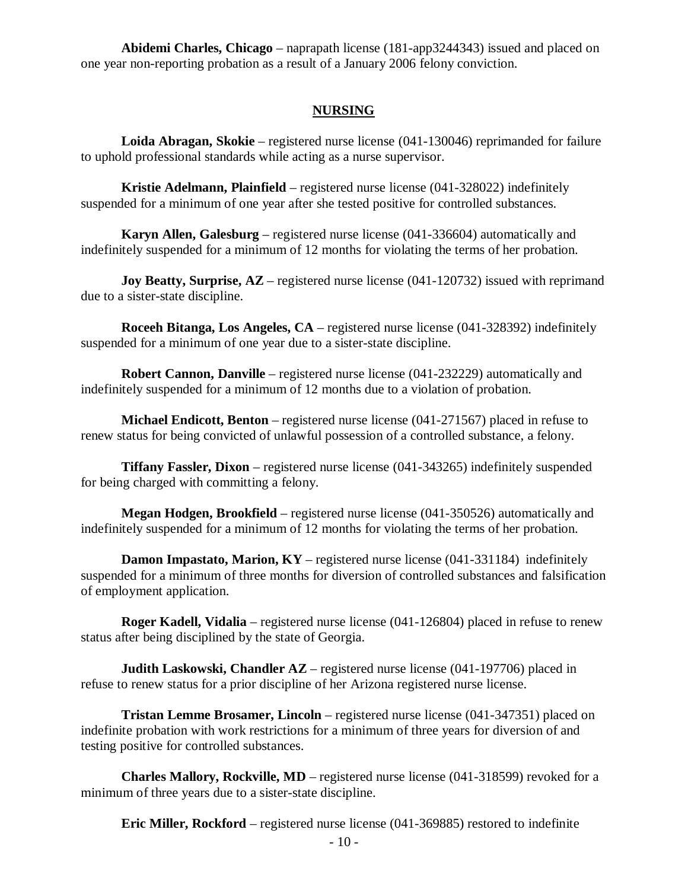**Abidemi Charles, Chicago** – naprapath license (181-app3244343) issued and placed on one year non-reporting probation as a result of a January 2006 felony conviction.

## NURSING

**Loida Abragan, Skokie** – registered nurse license (041-130046) reprimanded for failure to uphold professional standards while acting as a nurse supervisor.

**Kristie Adelmann, Plainfield** – registered nurse license (041-328022) indefinitely suspended for a minimum of one year after she tested positive for controlled substances.

**Karyn Allen, Galesburg** – registered nurse license (041-336604) automatically and indefinitely suspended for a minimum of 12 months for violating the terms of her probation.

**Joy Beatty, Surprise, AZ** – registered nurse license (041-120732) issued with reprimand due to a sister-state discipline.

**Roceeh Bitanga, Los Angeles, CA** – registered nurse license (041-328392) indefinitely suspended for a minimum of one year due to a sister-state discipline.

**Robert Cannon, Danville** – registered nurse license (041-232229) automatically and indefinitely suspended for a minimum of 12 months due to a violation of probation.

**Michael Endicott, Benton** – registered nurse license (041-271567) placed in refuse to renew status for being convicted of unlawful possession of a controlled substance, a felony.

**Tiffany Fassler, Dixon** – registered nurse license (041-343265) indefinitely suspended for being charged with committing a felony.

**Megan Hodgen, Brookfield** – registered nurse license (041-350526) automatically and indefinitely suspended for a minimum of 12 months for violating the terms of her probation.

**Damon Impastato, Marion, KY** – registered nurse license (041-331184) indefinitely suspended for a minimum of three months for diversion of controlled substances and falsification of employment application.

**Roger Kadell, Vidalia** – registered nurse license (041-126804) placed in refuse to renew status after being disciplined by the state of Georgia.

**Judith Laskowski, Chandler AZ** – registered nurse license (041-197706) placed in refuse to renew status for a prior discipline of her Arizona registered nurse license.

**Tristan Lemme Brosamer, Lincoln** – registered nurse license (041-347351) placed on indefinite probation with work restrictions for a minimum of three years for diversion of and testing positive for controlled substances.

**Charles Mallory, Rockville, MD** – registered nurse license (041-318599) revoked for a minimum of three years due to a sister-state discipline.

**Eric Miller, Rockford** – registered nurse license (041-369885) restored to indefinite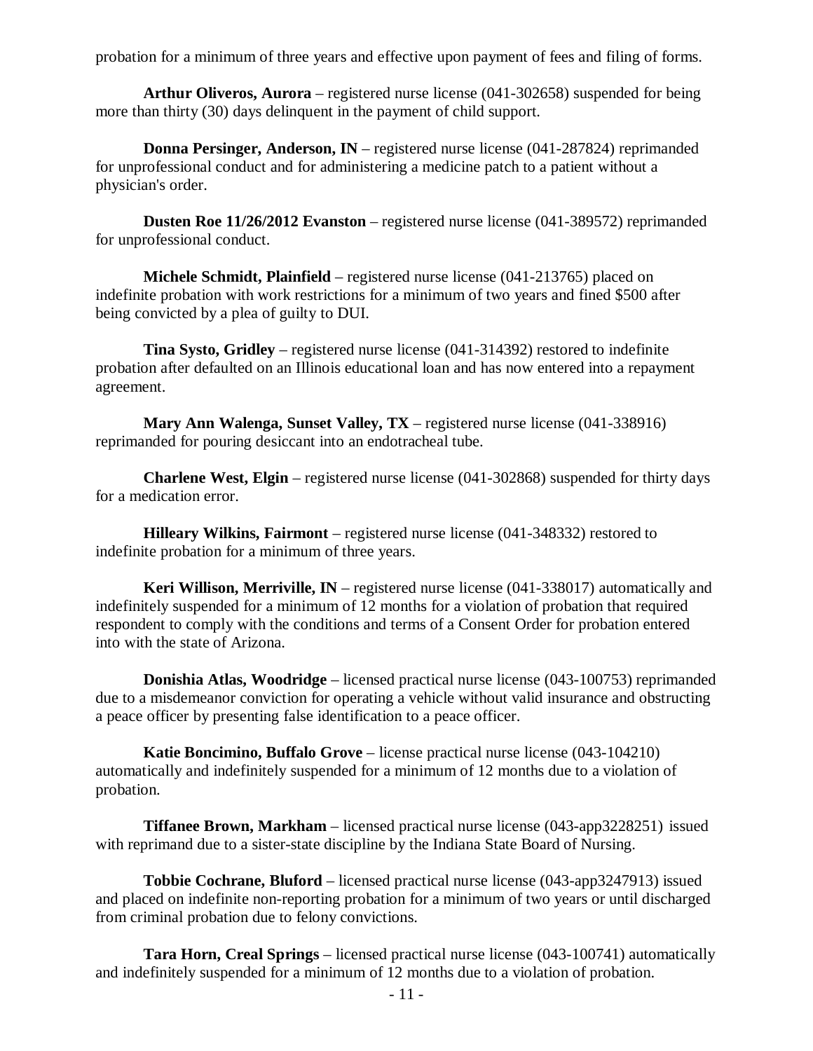probation for a minimum of three years and effective upon payment of fees and filing of forms.

**Arthur Oliveros, Aurora** – registered nurse license (041-302658) suspended for being more than thirty (30) days delinquent in the payment of child support.

**Donna Persinger, Anderson, IN** – registered nurse license (041-287824) reprimanded for unprofessional conduct and for administering a medicine patch to a patient without a physician's order.

**Dusten Roe 11/26/2012 Evanston** – registered nurse license (041-389572) reprimanded for unprofessional conduct.

**Michele Schmidt, Plainfield** – registered nurse license (041-213765) placed on indefinite probation with work restrictions for a minimum of two years and fined $500 after being convicted by a plea of guilty to DUI.

**Tina Systo, Gridley** – registered nurse license (041-314392) restored to indefinite probation after defaulted on an Illinois educational loan and has now entered into a repayment agreement.

**Mary Ann Walenga, Sunset Valley, TX** – registered nurse license (041-338916) reprimanded for pouring desiccant into an endotracheal tube.

**Charlene West, Elgin** – registered nurse license (041-302868) suspended for thirty days for a medication error.

**Hilleary Wilkins, Fairmont** – registered nurse license (041-348332) restored to indefinite probation for a minimum of three years.

**Keri Willison, Merriville, IN** – registered nurse license (041-338017) automatically and indefinitely suspended for a minimum of 12 months for a violation of probation that required respondent to comply with the conditions and terms of a Consent Order for probation entered into with the state of Arizona.

**Donishia Atlas, Woodridge** – licensed practical nurse license (043-100753) reprimanded due to a misdemeanor conviction for operating a vehicle without valid insurance and obstructing a peace officer by presenting false identification to a peace officer.

**Katie Boncimino, Buffalo Grove** – license practical nurse license (043-104210) automatically and indefinitely suspended for a minimum of 12 months due to a violation of probation.

**Tiffanee Brown, Markham** – licensed practical nurse license (043-app3228251) issued with reprimand due to a sister-state discipline by the Indiana State Board of Nursing.

**Tobbie Cochrane, Bluford** – licensed practical nurse license (043-app3247913) issued and placed on indefinite non-reporting probation for a minimum of two years or until discharged from criminal probation due to felony convictions.

**Tara Horn, Creal Springs** – licensed practical nurse license (043-100741) automatically and indefinitely suspended for a minimum of 12 months due to a violation of probation.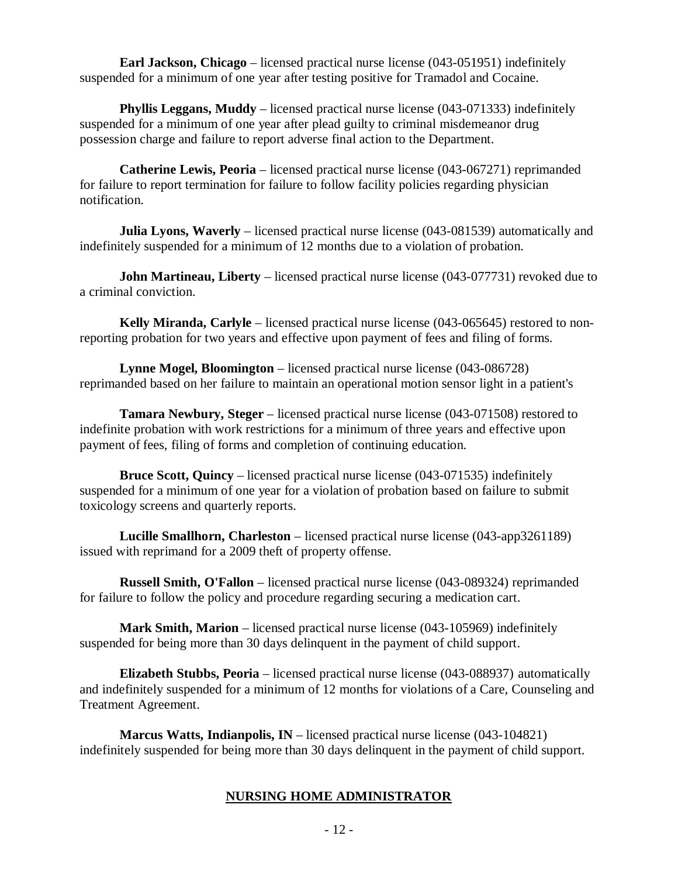**Earl Jackson, Chicago** – licensed practical nurse license (043-051951) indefinitely suspended for a minimum of one year after testing positive for Tramadol and Cocaine.

**Phyllis Leggans, Muddy** – licensed practical nurse license (043-071333) indefinitely suspended for a minimum of one year after plead guilty to criminal misdemeanor drug possession charge and failure to report adverse final action to the Department.

**Catherine Lewis, Peoria** – licensed practical nurse license (043-067271) reprimanded for failure to report termination for failure to follow facility policies regarding physician notification.

**Julia Lyons, Waverly** – licensed practical nurse license (043-081539) automatically and indefinitely suspended for a minimum of 12 months due to a violation of probation.

**John Martineau, Liberty** – licensed practical nurse license (043-077731) revoked due to a criminal conviction.

**Kelly Miranda, Carlyle** – licensed practical nurse license (043-065645) restored to non-reporting probation for two years and effective upon payment of fees and filing of forms.

**Lynne Mogel, Bloomington** – licensed practical nurse license (043-086728) reprimanded based on her failure to maintain an operational motion sensor light in a patient's

**Tamara Newbury, Steger** – licensed practical nurse license (043-071508) restored to indefinite probation with work restrictions for a minimum of three years and effective upon payment of fees, filing of forms and completion of continuing education.

**Bruce Scott, Quincy** – licensed practical nurse license (043-071535) indefinitely suspended for a minimum of one year for a violation of probation based on failure to submit toxicology screens and quarterly reports.

**Lucille Smallhorn, Charleston** – licensed practical nurse license (043-app3261189) issued with reprimand for a 2009 theft of property offense.

**Russell Smith, O'Fallon** – licensed practical nurse license (043-089324) reprimanded for failure to follow the policy and procedure regarding securing a medication cart.

**Mark Smith, Marion** – licensed practical nurse license (043-105969) indefinitely suspended for being more than 30 days delinquent in the payment of child support.

**Elizabeth Stubbs, Peoria** – licensed practical nurse license (043-088937) automatically and indefinitely suspended for a minimum of 12 months for violations of a Care, Counseling and Treatment Agreement.

**Marcus Watts, Indianapolis, IN** – licensed practical nurse license (043-104821) indefinitely suspended for being more than 30 days delinquent in the payment of child support.

## NURSING HOME ADMINISTRATOR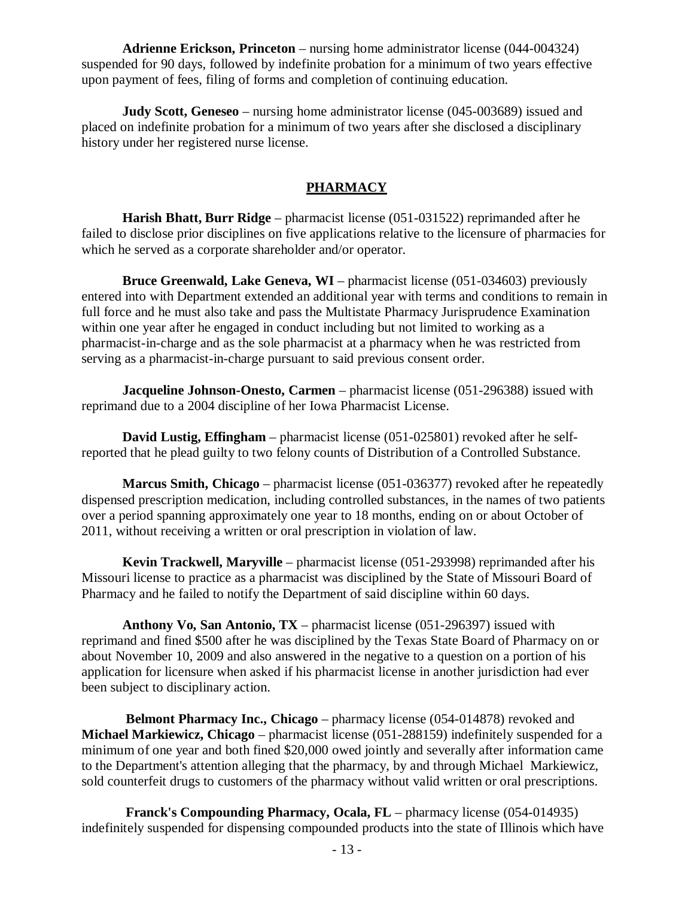**Adrienne Erickson, Princeton** – nursing home administrator license (044-004324) suspended for 90 days, followed by indefinite probation for a minimum of two years effective upon payment of fees, filing of forms and completion of continuing education.

**Judy Scott, Geneseo** – nursing home administrator license (045-003689) issued and placed on indefinite probation for a minimum of two years after she disclosed a disciplinary history under her registered nurse license.

## PHARMACY

**Harish Bhatt, Burr Ridge** – pharmacist license (051-031522) reprimanded after he failed to disclose prior disciplines on five applications relative to the licensure of pharmacies for which he served as a corporate shareholder and/or operator.

**Bruce Greenwald, Lake Geneva, WI** – pharmacist license (051-034603) previously entered into with Department extended an additional year with terms and conditions to remain in full force and he must also take and pass the Multistate Pharmacy Jurisprudence Examination within one year after he engaged in conduct including but not limited to working as a pharmacist-in-charge and as the sole pharmacist at a pharmacy when he was restricted from serving as a pharmacist-in-charge pursuant to said previous consent order.

**Jacqueline Johnson-Onesto, Carmen** – pharmacist license (051-296388) issued with reprimand due to a 2004 discipline of her Iowa Pharmacist License.

**David Lustig, Effingham** – pharmacist license (051-025801) revoked after he self-reported that he plead guilty to two felony counts of Distribution of a Controlled Substance.

**Marcus Smith, Chicago** – pharmacist license (051-036377) revoked after he repeatedly dispensed prescription medication, including controlled substances, in the names of two patients over a period spanning approximately one year to 18 months, ending on or about October of 2011, without receiving a written or oral prescription in violation of law.

**Kevin Trackwell, Maryville** – pharmacist license (051-293998) reprimanded after his Missouri license to practice as a pharmacist was disciplined by the State of Missouri Board of Pharmacy and he failed to notify the Department of said discipline within 60 days.

**Anthony Vo, San Antonio, TX** – pharmacist license (051-296397) issued with reprimand and fined $500 after he was disciplined by the Texas State Board of Pharmacy on or about November 10, 2009 and also answered in the negative to a question on a portion of his application for licensure when asked if his pharmacist license in another jurisdiction had ever been subject to disciplinary action.

**Belmont Pharmacy Inc., Chicago** – pharmacy license (054-014878) revoked and **Michael Markiewicz, Chicago** – pharmacist license (051-288159) indefinitely suspended for a minimum of one year and both fined $20,000 owed jointly and severally after information came to the Department's attention alleging that the pharmacy, by and through Michael Markiewicz, sold counterfeit drugs to customers of the pharmacy without valid written or oral prescriptions.

**Franck's Compounding Pharmacy, Ocala, FL** – pharmacy license (054-014935) indefinitely suspended for dispensing compounded products into the state of Illinois which have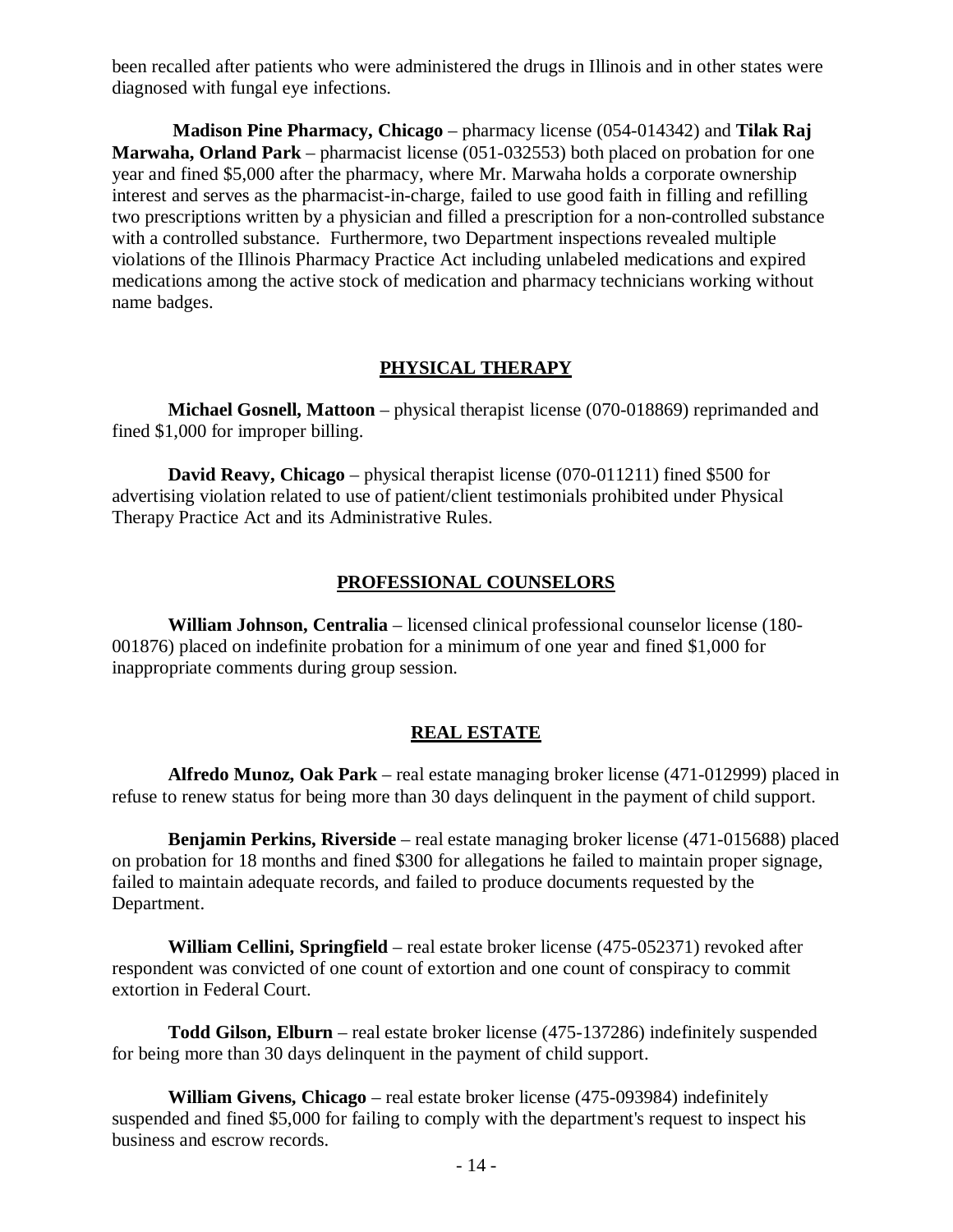been recalled after patients who were administered the drugs in Illinois and in other states were diagnosed with fungal eye infections.

**Madison Pine Pharmacy, Chicago** – pharmacy license (054-014342) and **Tilak Raj Marwaha, Orland Park** – pharmacist license (051-032553) both placed on probation for one year and fined $5,000 after the pharmacy, where Mr. Marwaha holds a corporate ownership interest and serves as the pharmacist-in-charge, failed to use good faith in filling and refilling two prescriptions written by a physician and filled a prescription for a non-controlled substance with a controlled substance. Furthermore, two Department inspections revealed multiple violations of the Illinois Pharmacy Practice Act including unlabeled medications and expired medications among the active stock of medication and pharmacy technicians working without name badges.

## PHYSICAL THERAPY

**Michael Gosnell, Mattoon** – physical therapist license (070-018869) reprimanded and fined $1,000 for improper billing.

**David Reavy, Chicago** – physical therapist license (070-011211) fined $500 for advertising violation related to use of patient/client testimonials prohibited under Physical Therapy Practice Act and its Administrative Rules.

## PROFESSIONAL COUNSELORS

**William Johnson, Centralia** – licensed clinical professional counselor license (180-001876) placed on indefinite probation for a minimum of one year and fined $1,000 for inappropriate comments during group session.

## REAL ESTATE

**Alfredo Munoz, Oak Park** – real estate managing broker license (471-012999) placed in refuse to renew status for being more than 30 days delinquent in the payment of child support.

**Benjamin Perkins, Riverside** – real estate managing broker license (471-015688) placed on probation for 18 months and fined $300 for allegations he failed to maintain proper signage, failed to maintain adequate records, and failed to produce documents requested by the Department.

**William Cellini, Springfield** – real estate broker license (475-052371) revoked after respondent was convicted of one count of extortion and one count of conspiracy to commit extortion in Federal Court.

**Todd Gilson, Elburn** – real estate broker license (475-137286) indefinitely suspended for being more than 30 days delinquent in the payment of child support.

**William Givens, Chicago** – real estate broker license (475-093984) indefinitely suspended and fined $5,000 for failing to comply with the department's request to inspect his business and escrow records.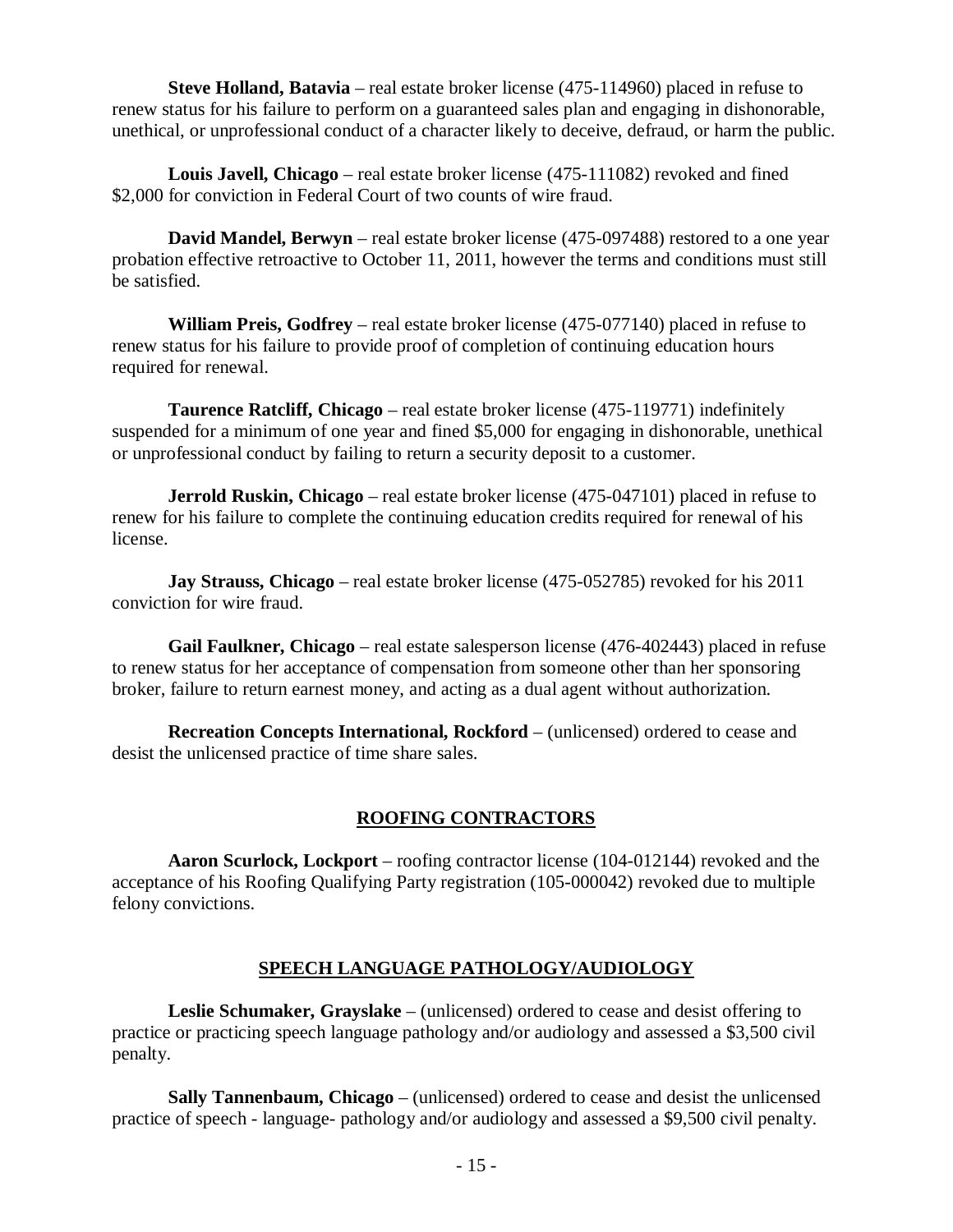**Steve Holland, Batavia** – real estate broker license (475-114960) placed in refuse to renew status for his failure to perform on a guaranteed sales plan and engaging in dishonorable, unethical, or unprofessional conduct of a character likely to deceive, defraud, or harm the public.

**Louis Javell, Chicago** – real estate broker license (475-111082) revoked and fined $2,000 for conviction in Federal Court of two counts of wire fraud.

**David Mandel, Berwyn** – real estate broker license (475-097488) restored to a one year probation effective retroactive to October 11, 2011, however the terms and conditions must still be satisfied.

**William Preis, Godfrey** – real estate broker license (475-077140) placed in refuse to renew status for his failure to provide proof of completion of continuing education hours required for renewal.

**Taurence Ratcliff, Chicago** – real estate broker license (475-119771) indefinitely suspended for a minimum of one year and fined $5,000 for engaging in dishonorable, unethical or unprofessional conduct by failing to return a security deposit to a customer.

**Jerrold Ruskin, Chicago** – real estate broker license (475-047101) placed in refuse to renew for his failure to complete the continuing education credits required for renewal of his license.

**Jay Strauss, Chicago** – real estate broker license (475-052785) revoked for his 2011 conviction for wire fraud.

**Gail Faulkner, Chicago** – real estate salesperson license (476-402443) placed in refuse to renew status for her acceptance of compensation from someone other than her sponsoring broker, failure to return earnest money, and acting as a dual agent without authorization.

**Recreation Concepts International, Rockford** – (unlicensed) ordered to cease and desist the unlicensed practice of time share sales.

## ROOFING CONTRACTORS

**Aaron Scurlock, Lockport** – roofing contractor license (104-012144) revoked and the acceptance of his Roofing Qualifying Party registration (105-000042) revoked due to multiple felony convictions.

## SPEECH LANGUAGE PATHOLOGY/AUDIOLOGY

**Leslie Schumaker, Grayslake** – (unlicensed) ordered to cease and desist offering to practice or practicing speech language pathology and/or audiology and assessed a $3,500 civil penalty.

**Sally Tannenbaum, Chicago** – (unlicensed) ordered to cease and desist the unlicensed practice of speech - language- pathology and/or audiology and assessed a $9,500 civil penalty.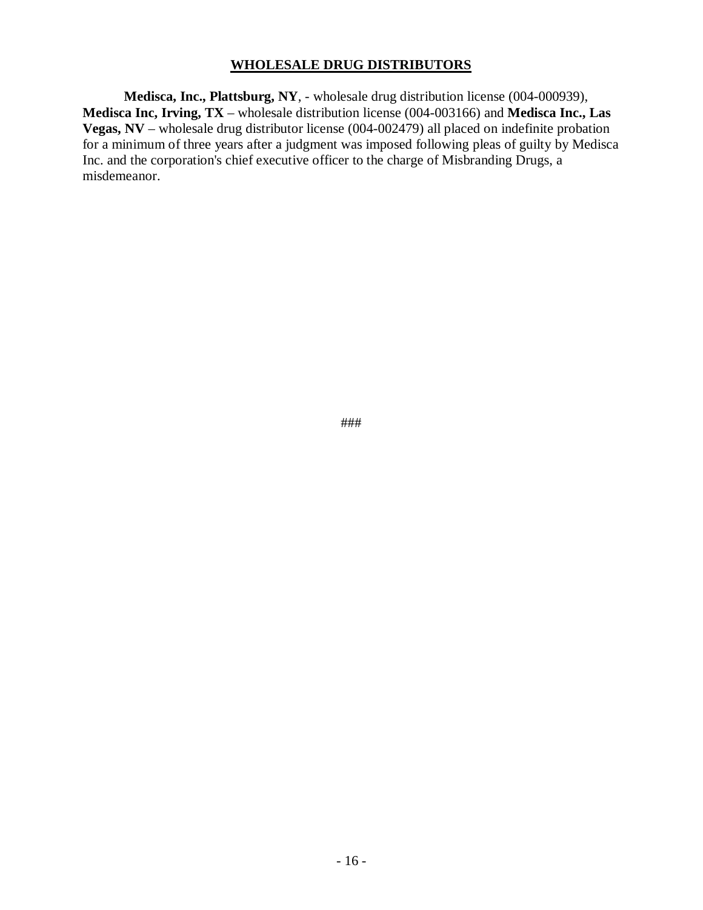## WHOLESALE DRUG DISTRIBUTORS

**Medisca, Inc., Plattsburg, NY**, - wholesale drug distribution license (004-000939), **Medisca Inc, Irving, TX** – wholesale distribution license (004-003166) and **Medisca Inc., Las Vegas, NV** – wholesale drug distributor license (004-002479) all placed on indefinite probation for a minimum of three years after a judgment was imposed following pleas of guilty by Medisca Inc. and the corporation's chief executive officer to the charge of Misbranding Drugs, a misdemeanor.

###